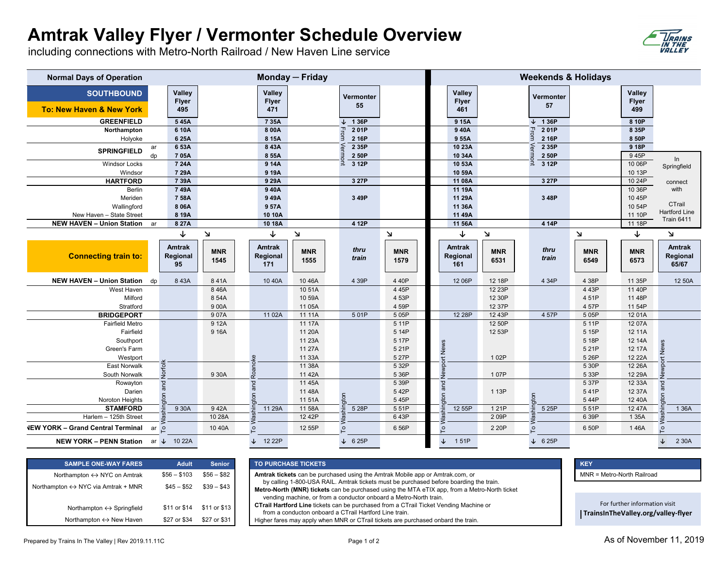# Amtrak Valley Flyer / Vermonter Schedule Overview

including connections with Metro-North Railroad / New Haven Line service

## Southbound — To: New Haven & New York

| Normal Days of Operation | | Mon–Fri Valley Flyer 495 | Mon–Fri Valley Flyer 471 | Mon–Fri Vermonter 55 | Wknd & Hol Valley Flyer 461 | Wknd & Hol Vermonter 57 | Wknd & Hol Valley Flyer 499 |
|---|---|---|---|---|---|---|---|
| GREENFIELD | | 5 45A | 7 35A | ↓ 1 36P | 9 15A | ↓ 1 36P | 8 10P |
| Northampton | | 6 10A | 8 00A | 2 01P (From Vermont) | 9 40A | 2 01P (From Vermont) | 8 35P |
| Holyoke | | 6 25A | 8 15A | 2 16P | 9 55A | 2 16P | 8 50P |
| SPRINGFIELD | ar | 6 53A | 8 43A | 2 35P | 10 23A | 2 35P | 9 18P |
| SPRINGFIELD | dp | 7 05A | 8 55A | 2 50P | 10 34A | 2 50P | 9 45P (In Springfield connect with CTrail Hartford Line Train 6411) |
| Windsor Locks | | 7 24A | 9 14A | 3 12P | 10 53A | 3 12P | 10 06P |
| Windsor | | 7 29A | 9 19A | | 10 59A | | 10 13P |
| HARTFORD | | 7 39A | 9 29A | 3 27P | 11 08A | 3 27P | 10 24P |
| Berlin | | 7 49A | 9 40A | | 11 19A | | 10 36P |
| Meriden | | 7 58A | 9 49A | 3 49P | 11 29A | 3 48P | 10 45P |
| Wallingford | | 8 06A | 9 57A | | 11 36A | | 10 54P |
| New Haven – State Street | | 8 19A | 10 10A | | 11 49A | | 11 10P |
| NEW HAVEN – Union Station | ar | 8 27A | 10 18A | 4 12P | 11 56A | 4 14P | 11 18P |

### Connecting train to:

| Station | | Amtrak Regional 95 | MNR 1545 | Amtrak Regional 171 | MNR 1555 | thru train | MNR 1579 | Amtrak Regional 161 | MNR 6531 | thru train | MNR 6549 | MNR 6573 | Amtrak Regional 65/67 |
|---|---|---|---|---|---|---|---|---|---|---|---|---|---|
| NEW HAVEN – Union Station | dp | 8 43A | 8 41A | 10 40A | 10 46A | 4 39P | 4 40P | 12 06P | 12 18P | 4 34P | 4 38P | 11 35P | 12 50A |
| West Haven | | | 8 46A | | 10 51A | | 4 45P | | 12 23P | | 4 43P | 11 40P | |
| Milford | | | 8 54A | | 10 59A | | 4 53P | | 12 30P | | 4 51P | 11 48P | |
| Stratford | | | 9 00A | | 11 05A | | 4 59P | | 12 37P | | 4 57P | 11 54P | |
| BRIDGEPORT | | | 9 07A | 11 02A | 11 11A | 5 01P | 5 05P | 12 28P | 12 43P | 4 57P | 5 05P | 12 01A | |
| Fairfield Metro | | | 9 12A | | 11 17A | | 5 11P | | 12 50P | | 5 11P | 12 07A | |
| Fairfield | | | 9 16A | | 11 20A | | 5 14P | | 12 53P | | 5 15P | 12 11A | |
| Southport | | | | | 11 23A | | 5 17P | | | | 5 18P | 12 14A | |
| Green's Farm | | | | | 11 27A | | 5 21P | | | | 5 21P | 12 17A | |
| Westport | | | | | 11 33A | | 5 27P | | 1 02P | | 5 26P | 12 22A | |
| East Norwalk | | | | | 11 38A | | 5 32P | | | | 5 30P | 12 26A | |
| South Norwalk | | | 9 30A | | 11 42A | | 5 36P | | 1 07P | | 5 33P | 12 29A | |
| Rowayton | | | | | 11 45A | | 5 39P | | | | 5 37P | 12 33A | |
| Darien | | | | | 11 48A | | 5 42P | | 1 13P | | 5 41P | 12 37A | |
| Noroton Heights | | | | | 11 51A | | 5 45P | | | | 5 44P | 12 40A | |
| STAMFORD | | 9 30A | 9 42A | 11 29A | 11 58A | 5 28P | 5 51P | 12 55P | 1 21P | 5 25P | 5 51P | 12 47A | 1 36A |
| Harlem – 125th Street | | | 10 28A | | 12 42P | | 6 43P | | 2 09P | | 6 39P | 1 35A | |
| NEW YORK – Grand Central Terminal | ar | | 10 40A | | 12 55P | | 6 56P | | 2 20P | | 6 50P | 1 46A | |
| NEW YORK – PENN Station | ar | ↓ 10 22A (To Washington and Norfolk) | | ↓ 12 22P (To Washington and Roanoke) | | ↓ 6 25P (To Washington) | | ↓ 1 51P (To Washington and Newport News) | | ↓ 6 25P (To Washington) | | | ↓ 2 30A (To Washington and Newport News) |

Columns Amtrak Regional 95, MNR 1545, Amtrak Regional 171, MNR 1555, thru train, MNR 1579: Monday – Friday. Columns Amtrak Regional 161, MNR 6531, thru train, MNR 6549, MNR 6573, Amtrak Regional 65/67: Weekends & Holidays.

### Sample One-Way Fares

| | Adult | Senior |
|---|---|---|
| Northampton ↔ NYC on Amtrak | $56 – $103 | $56 – $82 |
| Northampton ↔ NYC via Amtrak + MNR | $45 – $52 | $39 – $43 |
| Northampton ↔ Springfield | $11 or $14 | $11 or $13 |
| Northampton ↔ New Haven | $27 or $34 | $27 or $31 |

### To Purchase Tickets

**Amtrak tickets** can be purchased using the Amtrak Mobile app or Amtrak.com, or by calling 1-800-USA RAIL. Amtrak tickets must be purchased before boarding the train.

**Metro-North (MNR) tickets** can be purchased using the MTA eTIX app, from a Metro-North ticket vending machine, or from a conductor onboard a Metro-North train.

**CTrail Hartford Line** tickets can be purchased from a CTrail Ticket Vending Machine or from a conducton onboard a CTrail Hartford Line train.

Higher fares may apply when MNR or CTrail tickets are purchased onbard the train.

### Key

MNR = Metro-North Railroad

For further information visit **TrainsInTheValley.org/valley-flyer**

Prepared by Trains In The Valley | Rev 2019.11.11C

As of November 11, 2019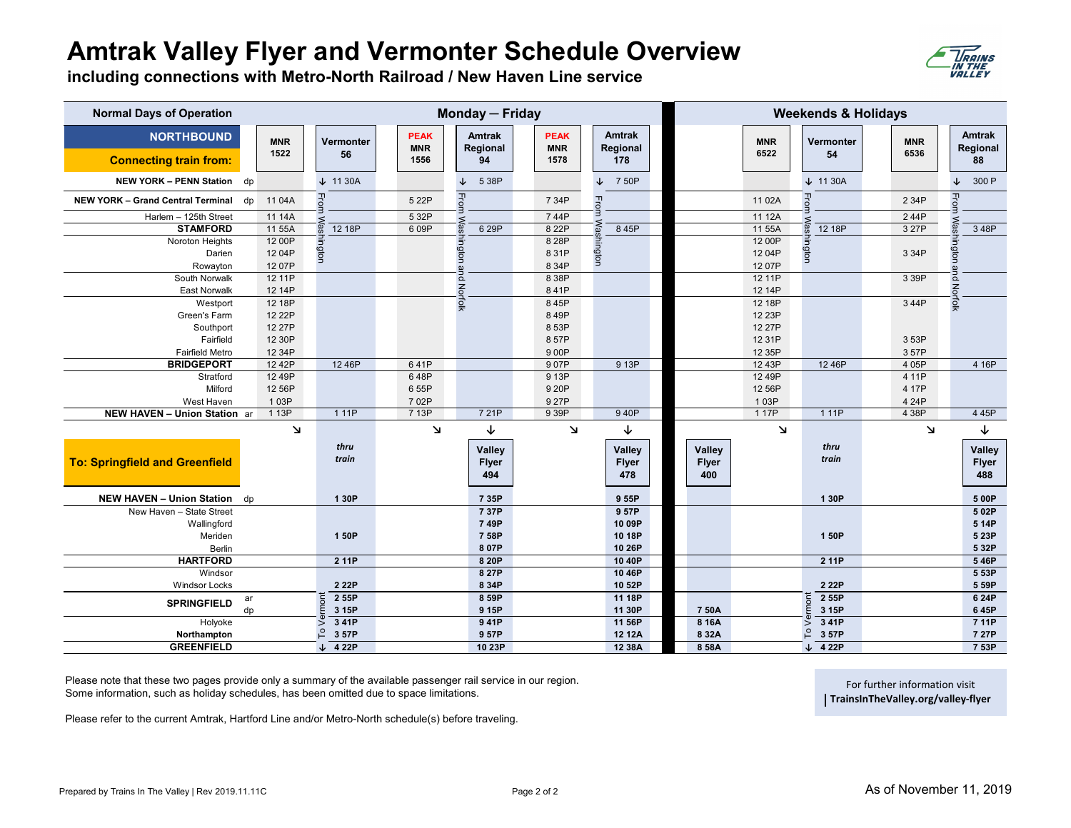# Amtrak Valley Flyer and Vermonter Schedule Overview

**including connections with Metro-North Railroad / New Haven Line service**

| Normal Days of Operation | | Monday — Friday | | | | | | Weekends & Holidays | | | | |
|---|---|---|---|---|---|---|---|---|---|---|---|---|
| **NORTHBOUND** / **Connecting train from:** | | MNR 1522 | Vermonter 56 | PEAK MNR 1556 | Amtrak Regional 94 | PEAK MNR 1578 | Amtrak Regional 178 | | MNR 6522 | Vermonter 54 | MNR 6536 | Amtrak Regional 88 |
| | | | From Washington | | From Washington and Norfolk | | From Washington | | | From Washington | | From Washington and Norfolk |
| **NEW YORK – PENN Station** | dp | | ↓ 11 30A | | ↓ 5 38P | | ↓ 7 50P | | | ↓ 11 30A | | ↓ 300 P |
| **NEW YORK – Grand Central Terminal** | dp | 11 04A | | 5 22P | | 7 34P | | | 11 02A | | 2 34P | |
| Harlem – 125th Street | | 11 14A | | 5 32P | | 7 44P | | | 11 12A | | 2 44P | |
| **STAMFORD** | | 11 55A | 12 18P | 6 09P | 6 29P | 8 22P | 8 45P | | 11 55A | 12 18P | 3 27P | 3 48P |
| Noroton Heights | | 12 00P | | | | 8 28P | | | 12 00P | | | |
| Darien | | 12 04P | | | | 8 31P | | | 12 04P | | 3 34P | |
| Rowayton | | 12 07P | | | | 8 34P | | | 12 07P | | | |
| South Norwalk | | 12 11P | | | | 8 38P | | | 12 11P | | 3 39P | |
| East Norwalk | | 12 14P | | | | 8 41P | | | 12 14P | | | |
| Westport | | 12 18P | | | | 8 45P | | | 12 18P | | 3 44P | |
| Green's Farm | | 12 22P | | | | 8 49P | | | 12 23P | | | |
| Southport | | 12 27P | | | | 8 53P | | | 12 27P | | | |
| Fairfield | | 12 30P | | | | 8 57P | | | 12 31P | | 3 53P | |
| Fairfield Metro | | 12 34P | | | | 9 00P | | | 12 35P | | 3 57P | |
| **BRIDGEPORT** | | 12 42P | 12 46P | 6 41P | | 9 07P | 9 13P | | 12 43P | 12 46P | 4 05P | 4 16P |
| Stratford | | 12 49P | | 6 48P | | 9 13P | | | 12 49P | | 4 11P | |
| Milford | | 12 56P | | 6 55P | | 9 20P | | | 12 56P | | 4 17P | |
| West Haven | | 1 03P | | 7 02P | | 9 27P | | | 1 03P | | 4 24P | |
| **NEW HAVEN – Union Station** | ar | 1 13P | 1 11P | 7 13P | 7 21P | 9 39P | 9 40P | | 1 17P | 1 11P | 4 38P | 4 45P |
| | | ↘ | | ↘ | ↓ | ↘ | ↓ | | ↘ | | ↘ | ↓ |
| **To: Springfield and Greenfield** | | | *thru train* | | Valley Flyer 494 | | Valley Flyer 478 | Valley Flyer 400 | | *thru train* | | Valley Flyer 488 |
| **NEW HAVEN – Union Station** | dp | | **1 30P** | | **7 35P** | | **9 55P** | | | **1 30P** | | **5 00P** |
| New Haven – State Street | | | | | **7 37P** | | **9 57P** | | | | | **5 02P** |
| Wallingford | | | | | **7 49P** | | **10 09P** | | | | | **5 14P** |
| Meriden | | | **1 50P** | | **7 58P** | | **10 18P** | | | **1 50P** | | **5 23P** |
| Berlin | | | | | **8 07P** | | **10 26P** | | | | | **5 32P** |
| **HARTFORD** | | | **2 11P** | | **8 20P** | | **10 40P** | | | **2 11P** | | **5 46P** |
| Windsor | | | | | **8 27P** | | **10 46P** | | | | | **5 53P** |
| Windsor Locks | | | **2 22P** | | **8 34P** | | **10 52P** | | | **2 22P** | | **5 59P** |
| **SPRINGFIELD** | ar | | **2 55P** | | **8 59P** | | **11 18P** | | | **2 55P** | | **6 24P** |
| | dp | | **3 15P** | | **9 15P** | | **11 30P** | **7 50A** | | **3 15P** | | **6 45P** |
| Holyoke | | | **3 41P** | | **9 41P** | | **11 56P** | **8 16A** | | **3 41P** | | **7 11P** |
| **Northampton** | | | **3 57P** | | **9 57P** | | **12 12A** | **8 32A** | | **3 57P** | | **7 27P** |
| **GREENFIELD** | | | ↓ **4 22P** (To Vermont) | | **10 23P** | | **12 38A** | **8 58A** | | ↓ **4 22P** (To Vermont) | | **7 53P** |

Please note that these two pages provide only a summary of the available passenger rail service in our region.
Some information, such as holiday schedules, has been omitted due to space limitations.

Please refer to the current Amtrak, Hartford Line and/or Metro-North schedule(s) before traveling.

For further information visit
**TrainsInTheValley.org/valley-flyer**

Prepared by Trains In The Valley | Rev 2019.11.11C

As of November 11, 2019